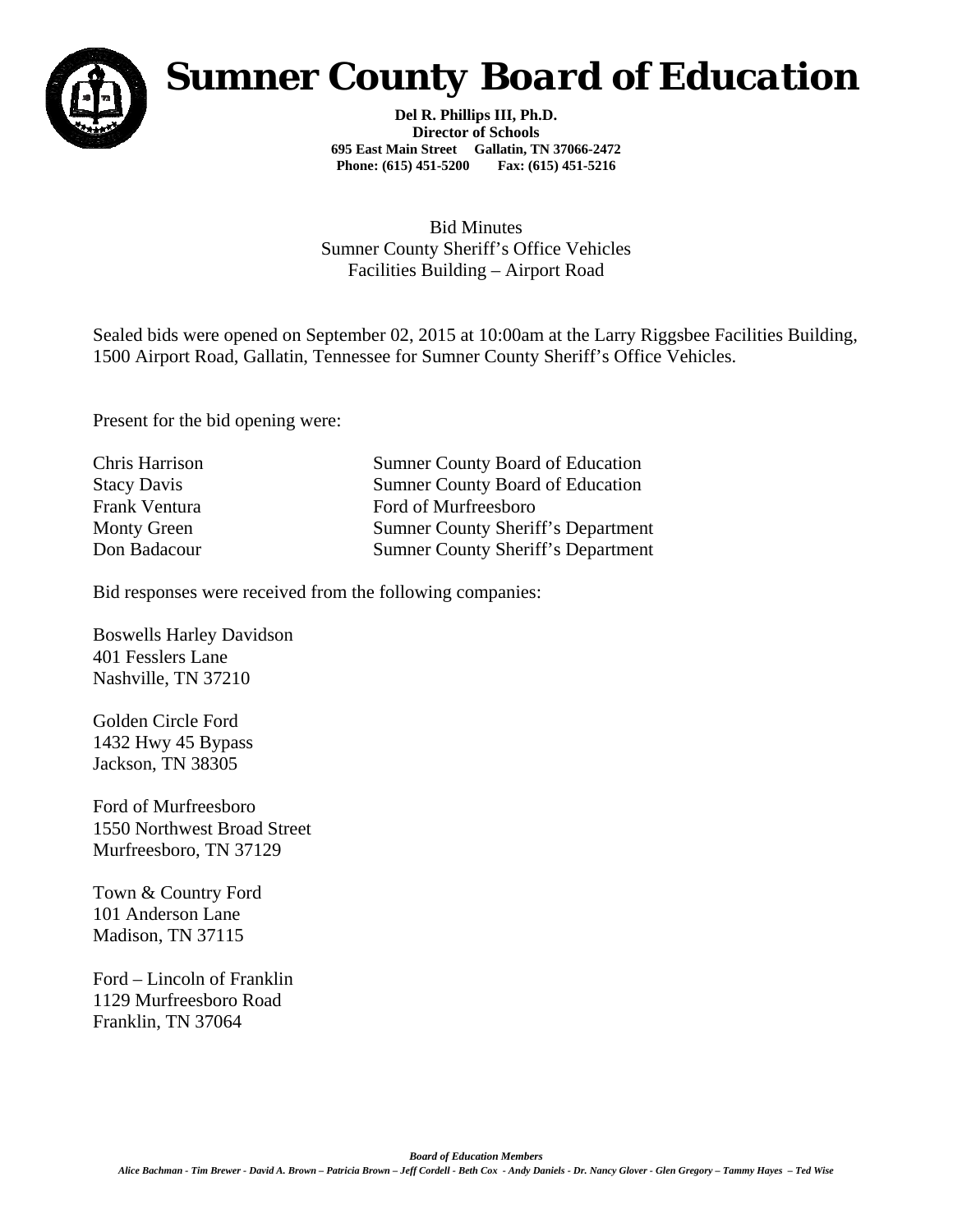# Sumner County Board of Education

**Del R. Phillips III, Ph.D.**
**Director of Schools**
**695 East Main Street Gallatin, TN 37066-2472**
**Phone: (615) 451-5200 Fax: (615) 451-5216**

Bid Minutes
Sumner County Sheriff's Office Vehicles
Facilities Building – Airport Road

Sealed bids were opened on September 02, 2015 at 10:00am at the Larry Riggsbee Facilities Building, 1500 Airport Road, Gallatin, Tennessee for Sumner County Sheriff's Office Vehicles.

Present for the bid opening were:

| | |
|---|---|
| Chris Harrison | Sumner County Board of Education |
| Stacy Davis | Sumner County Board of Education |
| Frank Ventura | Ford of Murfreesboro |
| Monty Green | Sumner County Sheriff's Department |
| Don Badacour | Sumner County Sheriff's Department |

Bid responses were received from the following companies:

Boswells Harley Davidson
401 Fesslers Lane
Nashville, TN 37210

Golden Circle Ford
1432 Hwy 45 Bypass
Jackson, TN 38305

Ford of Murfreesboro
1550 Northwest Broad Street
Murfreesboro, TN 37129

Town & Country Ford
101 Anderson Lane
Madison, TN 37115

Ford – Lincoln of Franklin
1129 Murfreesboro Road
Franklin, TN 37064

***Board of Education Members***
*Alice Bachman - Tim Brewer - David A. Brown – Patricia Brown – Jeff Cordell - Beth Cox - Andy Daniels - Dr. Nancy Glover - Glen Gregory – Tammy Hayes – Ted Wise*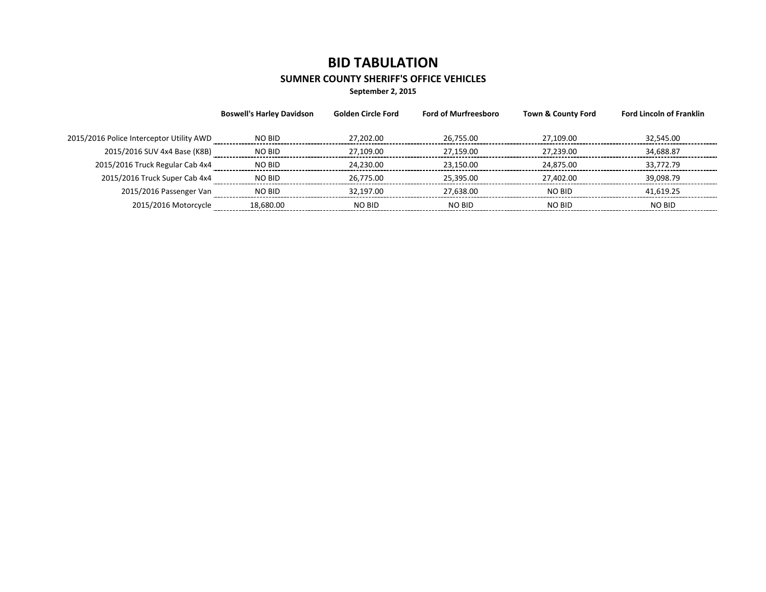# BID TABULATION

### SUMNER COUNTY SHERIFF'S OFFICE VEHICLES

**September 2, 2015**

| | Boswell's Harley Davidson | Golden Circle Ford | Ford of Murfreesboro | Town & County Ford | Ford Lincoln of Franklin |
|---|---|---|---|---|---|
| 2015/2016 Police Interceptor Utility AWD | NO BID | 27,202.00 | 26,755.00 | 27,109.00 | 32,545.00 |
| 2015/2016 SUV 4x4 Base (K8B) | NO BID | 27,109.00 | 27,159.00 | 27,239.00 | 34,688.87 |
| 2015/2016 Truck Regular Cab 4x4 | NO BID | 24,230.00 | 23,150.00 | 24,875.00 | 33,772.79 |
| 2015/2016 Truck Super Cab 4x4 | NO BID | 26,775.00 | 25,395.00 | 27,402.00 | 39,098.79 |
| 2015/2016 Passenger Van | NO BID | 32,197.00 | 27,638.00 | NO BID | 41,619.25 |
| 2015/2016 Motorcycle | 18,680.00 | NO BID | NO BID | NO BID | NO BID |